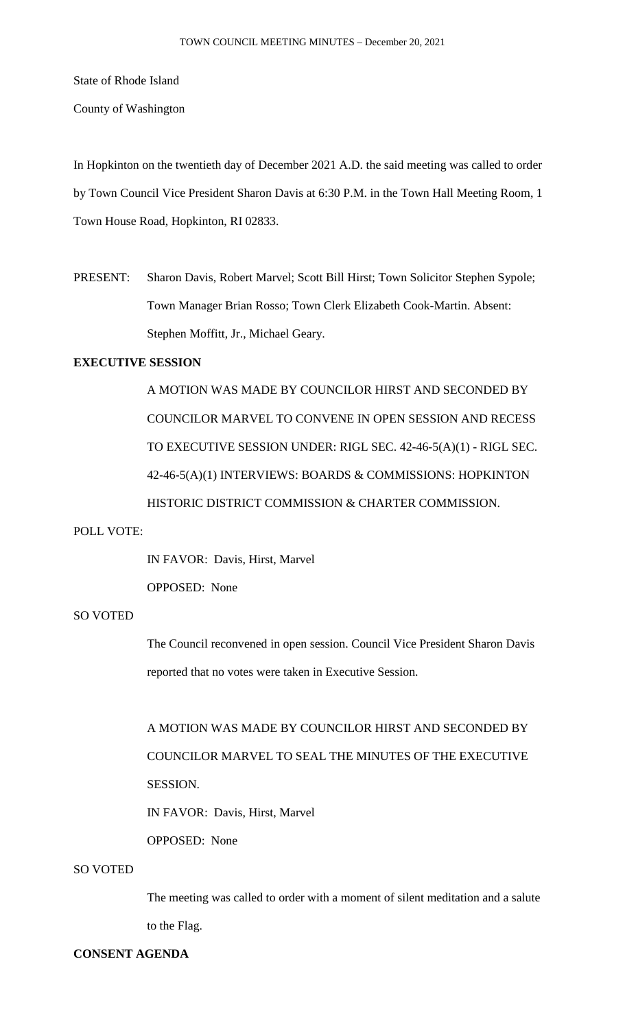State of Rhode Island

County of Washington

In Hopkinton on the twentieth day of December 2021 A.D. the said meeting was called to order by Town Council Vice President Sharon Davis at 6:30 P.M. in the Town Hall Meeting Room, 1 Town House Road, Hopkinton, RI 02833.

PRESENT: Sharon Davis, Robert Marvel; Scott Bill Hirst; Town Solicitor Stephen Sypole; Town Manager Brian Rosso; Town Clerk Elizabeth Cook-Martin. Absent: Stephen Moffitt, Jr., Michael Geary.

**EXECUTIVE SESSION**

A MOTION WAS MADE BY COUNCILOR HIRST AND SECONDED BY COUNCILOR MARVEL TO CONVENE IN OPEN SESSION AND RECESS TO EXECUTIVE SESSION UNDER: RIGL SEC. 42-46-5(A)(1) - RIGL SEC. 42-46-5(A)(1) INTERVIEWS: BOARDS & COMMISSIONS: HOPKINTON HISTORIC DISTRICT COMMISSION & CHARTER COMMISSION.

POLL VOTE:

IN FAVOR: Davis, Hirst, Marvel

OPPOSED: None

SO VOTED

The Council reconvened in open session. Council Vice President Sharon Davis reported that no votes were taken in Executive Session.

A MOTION WAS MADE BY COUNCILOR HIRST AND SECONDED BY COUNCILOR MARVEL TO SEAL THE MINUTES OF THE EXECUTIVE SESSION.

IN FAVOR: Davis, Hirst, Marvel

OPPOSED: None

SO VOTED

The meeting was called to order with a moment of silent meditation and a salute to the Flag.

**CONSENT AGENDA**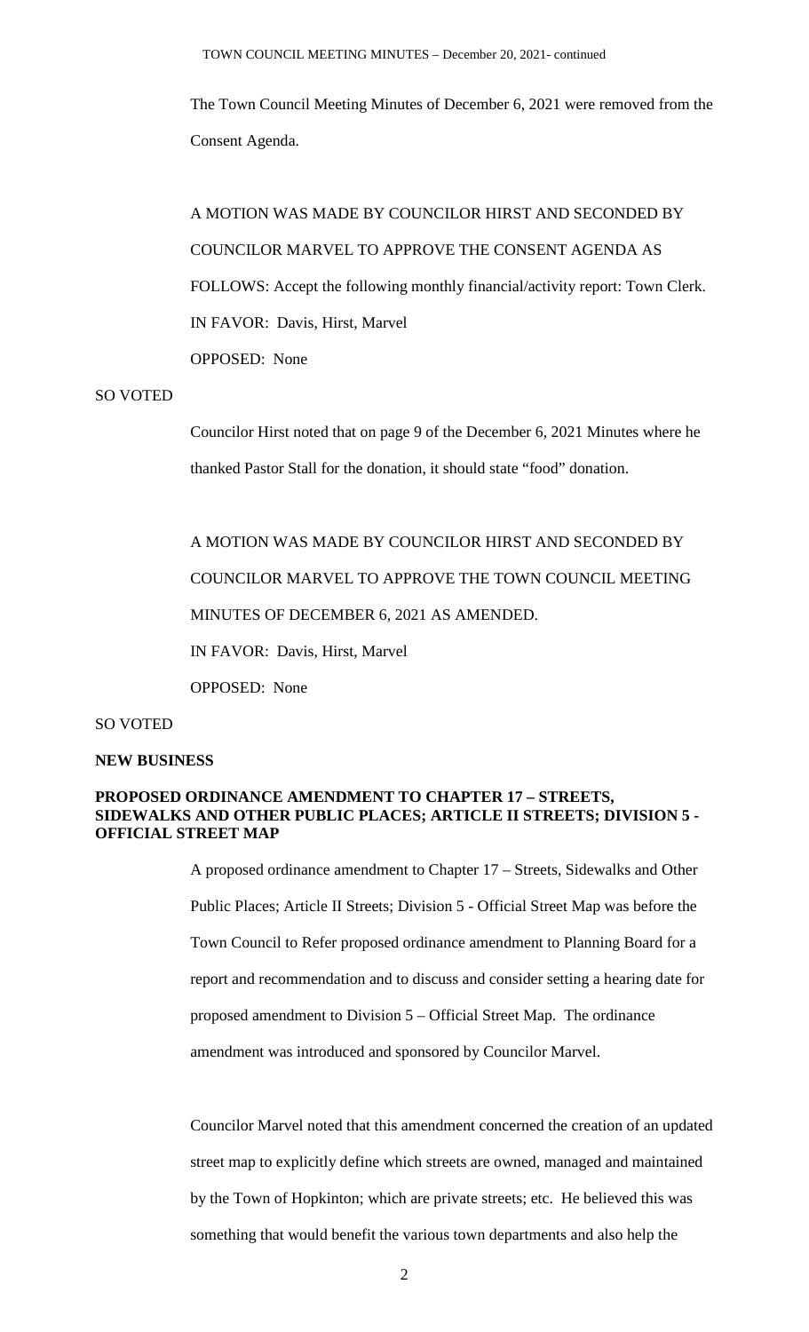The Town Council Meeting Minutes of December 6, 2021 were removed from the Consent Agenda.

A MOTION WAS MADE BY COUNCILOR HIRST AND SECONDED BY COUNCILOR MARVEL TO APPROVE THE CONSENT AGENDA AS FOLLOWS: Accept the following monthly financial/activity report: Town Clerk.

IN FAVOR: Davis, Hirst, Marvel

OPPOSED: None

SO VOTED

Councilor Hirst noted that on page 9 of the December 6, 2021 Minutes where he thanked Pastor Stall for the donation, it should state "food" donation.

A MOTION WAS MADE BY COUNCILOR HIRST AND SECONDED BY COUNCILOR MARVEL TO APPROVE THE TOWN COUNCIL MEETING MINUTES OF DECEMBER 6, 2021 AS AMENDED.

IN FAVOR: Davis, Hirst, Marvel

OPPOSED: None

SO VOTED

**NEW BUSINESS**

**PROPOSED ORDINANCE AMENDMENT TO CHAPTER 17 – STREETS, SIDEWALKS AND OTHER PUBLIC PLACES; ARTICLE II STREETS; DIVISION 5 - OFFICIAL STREET MAP**

A proposed ordinance amendment to Chapter 17 – Streets, Sidewalks and Other Public Places; Article II Streets; Division 5 - Official Street Map was before the Town Council to Refer proposed ordinance amendment to Planning Board for a report and recommendation and to discuss and consider setting a hearing date for proposed amendment to Division 5 – Official Street Map. The ordinance amendment was introduced and sponsored by Councilor Marvel.

Councilor Marvel noted that this amendment concerned the creation of an updated street map to explicitly define which streets are owned, managed and maintained by the Town of Hopkinton; which are private streets; etc. He believed this was something that would benefit the various town departments and also help the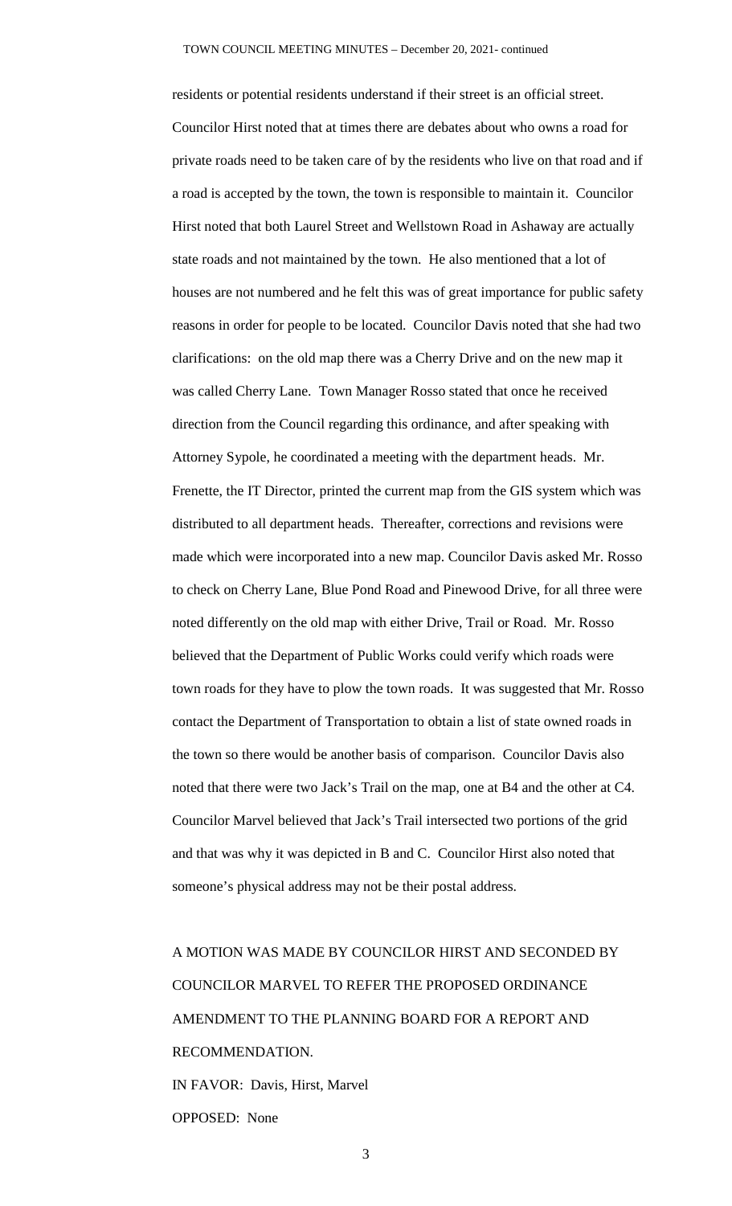residents or potential residents understand if their street is an official street. Councilor Hirst noted that at times there are debates about who owns a road for private roads need to be taken care of by the residents who live on that road and if a road is accepted by the town, the town is responsible to maintain it. Councilor Hirst noted that both Laurel Street and Wellstown Road in Ashaway are actually state roads and not maintained by the town. He also mentioned that a lot of houses are not numbered and he felt this was of great importance for public safety reasons in order for people to be located. Councilor Davis noted that she had two clarifications: on the old map there was a Cherry Drive and on the new map it was called Cherry Lane. Town Manager Rosso stated that once he received direction from the Council regarding this ordinance, and after speaking with Attorney Sypole, he coordinated a meeting with the department heads. Mr. Frenette, the IT Director, printed the current map from the GIS system which was distributed to all department heads. Thereafter, corrections and revisions were made which were incorporated into a new map. Councilor Davis asked Mr. Rosso to check on Cherry Lane, Blue Pond Road and Pinewood Drive, for all three were noted differently on the old map with either Drive, Trail or Road. Mr. Rosso believed that the Department of Public Works could verify which roads were town roads for they have to plow the town roads. It was suggested that Mr. Rosso contact the Department of Transportation to obtain a list of state owned roads in the town so there would be another basis of comparison. Councilor Davis also noted that there were two Jack's Trail on the map, one at B4 and the other at C4. Councilor Marvel believed that Jack's Trail intersected two portions of the grid and that was why it was depicted in B and C. Councilor Hirst also noted that someone's physical address may not be their postal address.

A MOTION WAS MADE BY COUNCILOR HIRST AND SECONDED BY COUNCILOR MARVEL TO REFER THE PROPOSED ORDINANCE AMENDMENT TO THE PLANNING BOARD FOR A REPORT AND RECOMMENDATION.

IN FAVOR: Davis, Hirst, Marvel

OPPOSED: None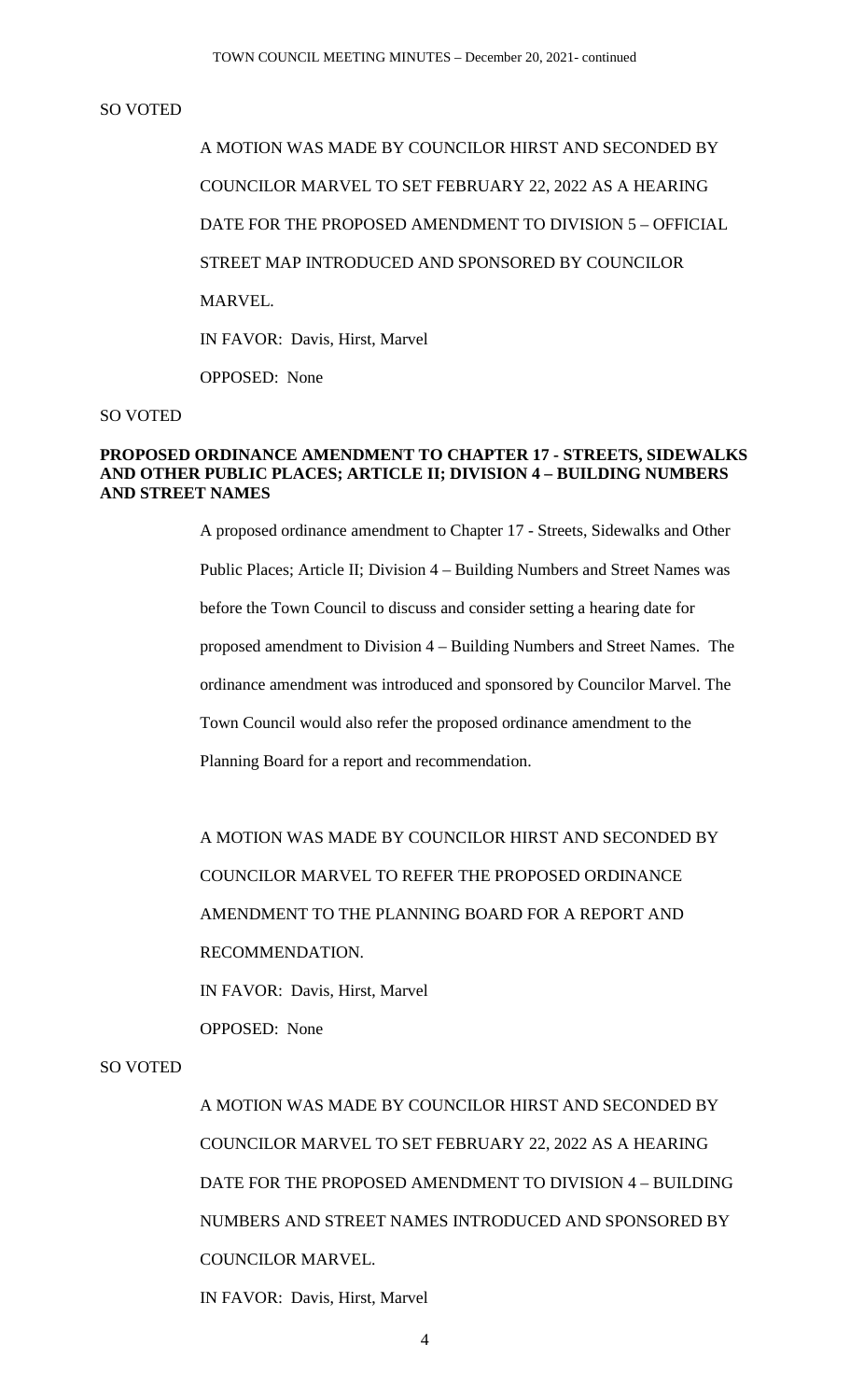SO VOTED

A MOTION WAS MADE BY COUNCILOR HIRST AND SECONDED BY COUNCILOR MARVEL TO SET FEBRUARY 22, 2022 AS A HEARING DATE FOR THE PROPOSED AMENDMENT TO DIVISION 5 – OFFICIAL STREET MAP INTRODUCED AND SPONSORED BY COUNCILOR MARVEL.

IN FAVOR: Davis, Hirst, Marvel

OPPOSED: None

SO VOTED

**PROPOSED ORDINANCE AMENDMENT TO CHAPTER 17 - STREETS, SIDEWALKS AND OTHER PUBLIC PLACES; ARTICLE II; DIVISION 4 – BUILDING NUMBERS AND STREET NAMES**

A proposed ordinance amendment to Chapter 17 - Streets, Sidewalks and Other Public Places; Article II; Division 4 – Building Numbers and Street Names was before the Town Council to discuss and consider setting a hearing date for proposed amendment to Division 4 – Building Numbers and Street Names. The ordinance amendment was introduced and sponsored by Councilor Marvel. The Town Council would also refer the proposed ordinance amendment to the Planning Board for a report and recommendation.

A MOTION WAS MADE BY COUNCILOR HIRST AND SECONDED BY COUNCILOR MARVEL TO REFER THE PROPOSED ORDINANCE AMENDMENT TO THE PLANNING BOARD FOR A REPORT AND RECOMMENDATION.

IN FAVOR: Davis, Hirst, Marvel

OPPOSED: None

SO VOTED

A MOTION WAS MADE BY COUNCILOR HIRST AND SECONDED BY COUNCILOR MARVEL TO SET FEBRUARY 22, 2022 AS A HEARING DATE FOR THE PROPOSED AMENDMENT TO DIVISION 4 – BUILDING NUMBERS AND STREET NAMES INTRODUCED AND SPONSORED BY COUNCILOR MARVEL.

IN FAVOR: Davis, Hirst, Marvel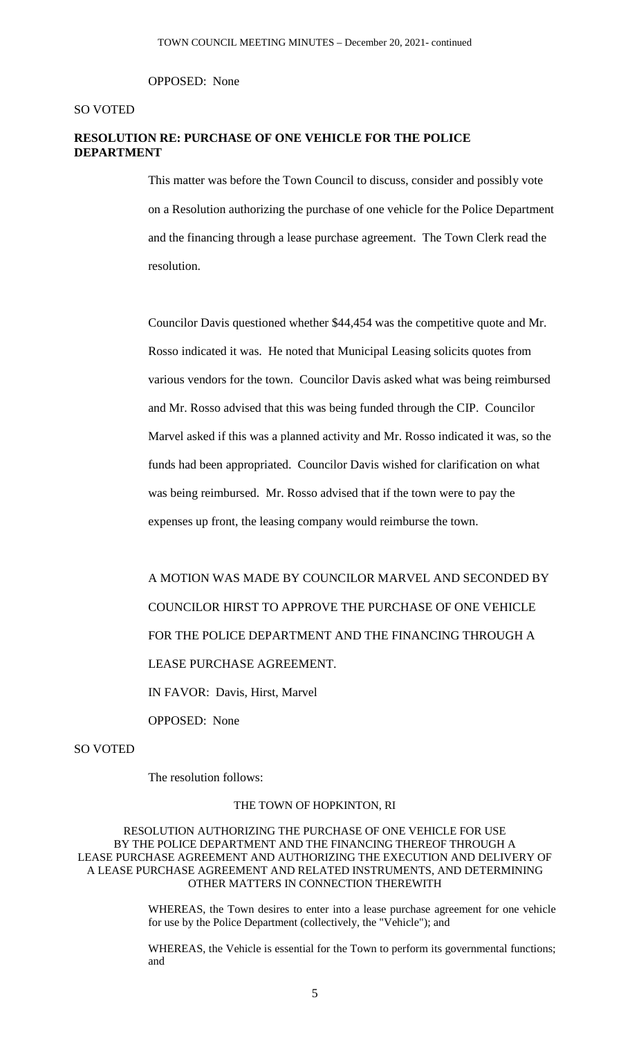OPPOSED: None

SO VOTED

**RESOLUTION RE: PURCHASE OF ONE VEHICLE FOR THE POLICE DEPARTMENT**

This matter was before the Town Council to discuss, consider and possibly vote on a Resolution authorizing the purchase of one vehicle for the Police Department and the financing through a lease purchase agreement. The Town Clerk read the resolution.

Councilor Davis questioned whether $44,454 was the competitive quote and Mr. Rosso indicated it was. He noted that Municipal Leasing solicits quotes from various vendors for the town. Councilor Davis asked what was being reimbursed and Mr. Rosso advised that this was being funded through the CIP. Councilor Marvel asked if this was a planned activity and Mr. Rosso indicated it was, so the funds had been appropriated. Councilor Davis wished for clarification on what was being reimbursed. Mr. Rosso advised that if the town were to pay the expenses up front, the leasing company would reimburse the town.

A MOTION WAS MADE BY COUNCILOR MARVEL AND SECONDED BY COUNCILOR HIRST TO APPROVE THE PURCHASE OF ONE VEHICLE FOR THE POLICE DEPARTMENT AND THE FINANCING THROUGH A LEASE PURCHASE AGREEMENT.

IN FAVOR: Davis, Hirst, Marvel

OPPOSED: None

SO VOTED

The resolution follows:

THE TOWN OF HOPKINTON, RI

RESOLUTION AUTHORIZING THE PURCHASE OF ONE VEHICLE FOR USE BY THE POLICE DEPARTMENT AND THE FINANCING THEREOF THROUGH A LEASE PURCHASE AGREEMENT AND AUTHORIZING THE EXECUTION AND DELIVERY OF A LEASE PURCHASE AGREEMENT AND RELATED INSTRUMENTS, AND DETERMINING OTHER MATTERS IN CONNECTION THEREWITH

WHEREAS, the Town desires to enter into a lease purchase agreement for one vehicle for use by the Police Department (collectively, the "Vehicle"); and

WHEREAS, the Vehicle is essential for the Town to perform its governmental functions; and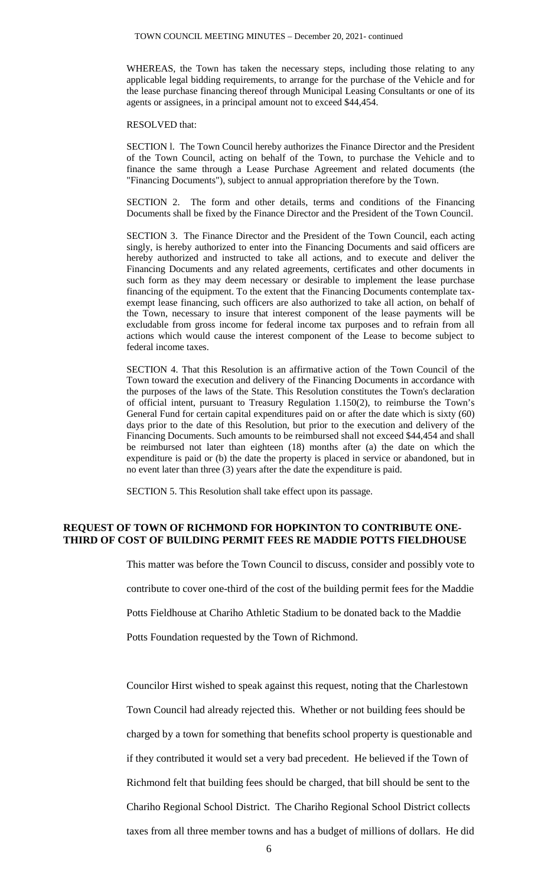WHEREAS, the Town has taken the necessary steps, including those relating to any applicable legal bidding requirements, to arrange for the purchase of the Vehicle and for the lease purchase financing thereof through Municipal Leasing Consultants or one of its agents or assignees, in a principal amount not to exceed $44,454.

RESOLVED that:

SECTION l. The Town Council hereby authorizes the Finance Director and the President of the Town Council, acting on behalf of the Town, to purchase the Vehicle and to finance the same through a Lease Purchase Agreement and related documents (the "Financing Documents"), subject to annual appropriation therefore by the Town.

SECTION 2. The form and other details, terms and conditions of the Financing Documents shall be fixed by the Finance Director and the President of the Town Council.

SECTION 3. The Finance Director and the President of the Town Council, each acting singly, is hereby authorized to enter into the Financing Documents and said officers are hereby authorized and instructed to take all actions, and to execute and deliver the Financing Documents and any related agreements, certificates and other documents in such form as they may deem necessary or desirable to implement the lease purchase financing of the equipment. To the extent that the Financing Documents contemplate tax-exempt lease financing, such officers are also authorized to take all action, on behalf of the Town, necessary to insure that interest component of the lease payments will be excludable from gross income for federal income tax purposes and to refrain from all actions which would cause the interest component of the Lease to become subject to federal income taxes.

SECTION 4. That this Resolution is an affirmative action of the Town Council of the Town toward the execution and delivery of the Financing Documents in accordance with the purposes of the laws of the State. This Resolution constitutes the Town's declaration of official intent, pursuant to Treasury Regulation 1.150(2), to reimburse the Town's General Fund for certain capital expenditures paid on or after the date which is sixty (60) days prior to the date of this Resolution, but prior to the execution and delivery of the Financing Documents. Such amounts to be reimbursed shall not exceed $44,454 and shall be reimbursed not later than eighteen (18) months after (a) the date on which the expenditure is paid or (b) the date the property is placed in service or abandoned, but in no event later than three (3) years after the date the expenditure is paid.

SECTION 5. This Resolution shall take effect upon its passage.

**REQUEST OF TOWN OF RICHMOND FOR HOPKINTON TO CONTRIBUTE ONE-THIRD OF COST OF BUILDING PERMIT FEES RE MADDIE POTTS FIELDHOUSE**

This matter was before the Town Council to discuss, consider and possibly vote to contribute to cover one-third of the cost of the building permit fees for the Maddie Potts Fieldhouse at Chariho Athletic Stadium to be donated back to the Maddie Potts Foundation requested by the Town of Richmond.

Councilor Hirst wished to speak against this request, noting that the Charlestown Town Council had already rejected this. Whether or not building fees should be charged by a town for something that benefits school property is questionable and if they contributed it would set a very bad precedent. He believed if the Town of Richmond felt that building fees should be charged, that bill should be sent to the Chariho Regional School District. The Chariho Regional School District collects taxes from all three member towns and has a budget of millions of dollars. He did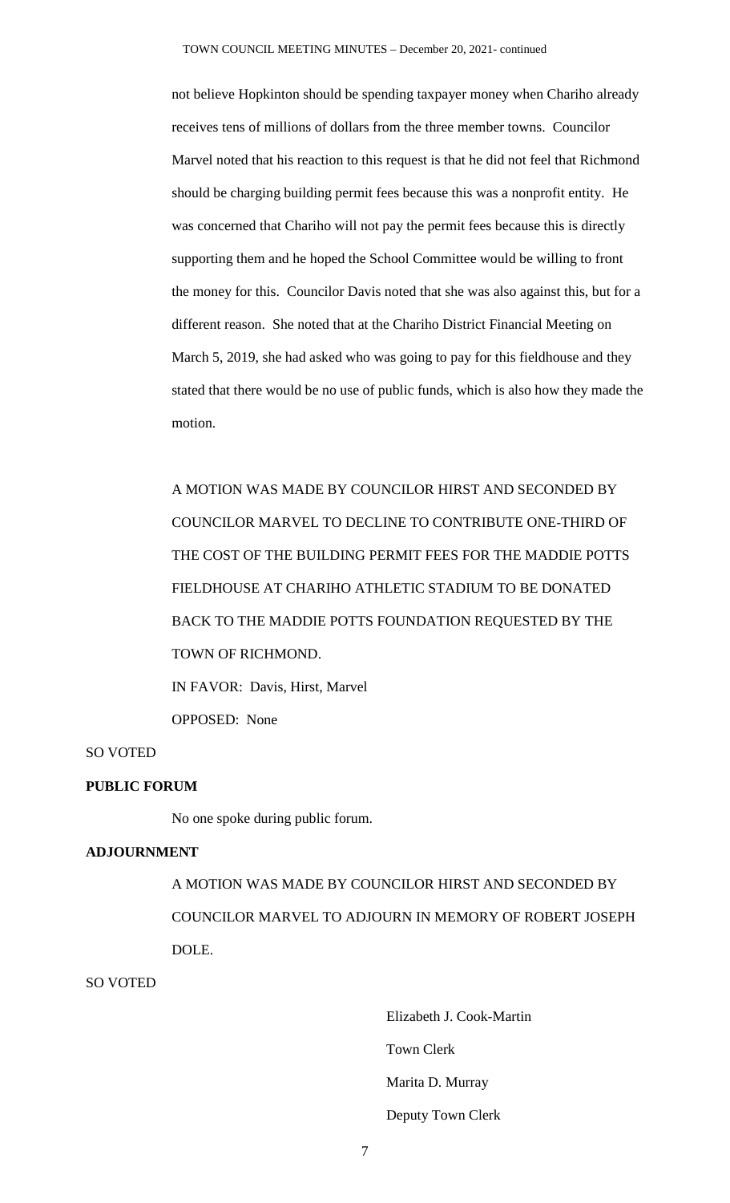not believe Hopkinton should be spending taxpayer money when Chariho already receives tens of millions of dollars from the three member towns. Councilor Marvel noted that his reaction to this request is that he did not feel that Richmond should be charging building permit fees because this was a nonprofit entity. He was concerned that Chariho will not pay the permit fees because this is directly supporting them and he hoped the School Committee would be willing to front the money for this. Councilor Davis noted that she was also against this, but for a different reason. She noted that at the Chariho District Financial Meeting on March 5, 2019, she had asked who was going to pay for this fieldhouse and they stated that there would be no use of public funds, which is also how they made the motion.

A MOTION WAS MADE BY COUNCILOR HIRST AND SECONDED BY COUNCILOR MARVEL TO DECLINE TO CONTRIBUTE ONE-THIRD OF THE COST OF THE BUILDING PERMIT FEES FOR THE MADDIE POTTS FIELDHOUSE AT CHARIHO ATHLETIC STADIUM TO BE DONATED BACK TO THE MADDIE POTTS FOUNDATION REQUESTED BY THE TOWN OF RICHMOND.

IN FAVOR: Davis, Hirst, Marvel

OPPOSED: None

SO VOTED

**PUBLIC FORUM**

No one spoke during public forum.

**ADJOURNMENT**

A MOTION WAS MADE BY COUNCILOR HIRST AND SECONDED BY COUNCILOR MARVEL TO ADJOURN IN MEMORY OF ROBERT JOSEPH DOLE.

SO VOTED

Elizabeth J. Cook-Martin

Town Clerk

Marita D. Murray

Deputy Town Clerk